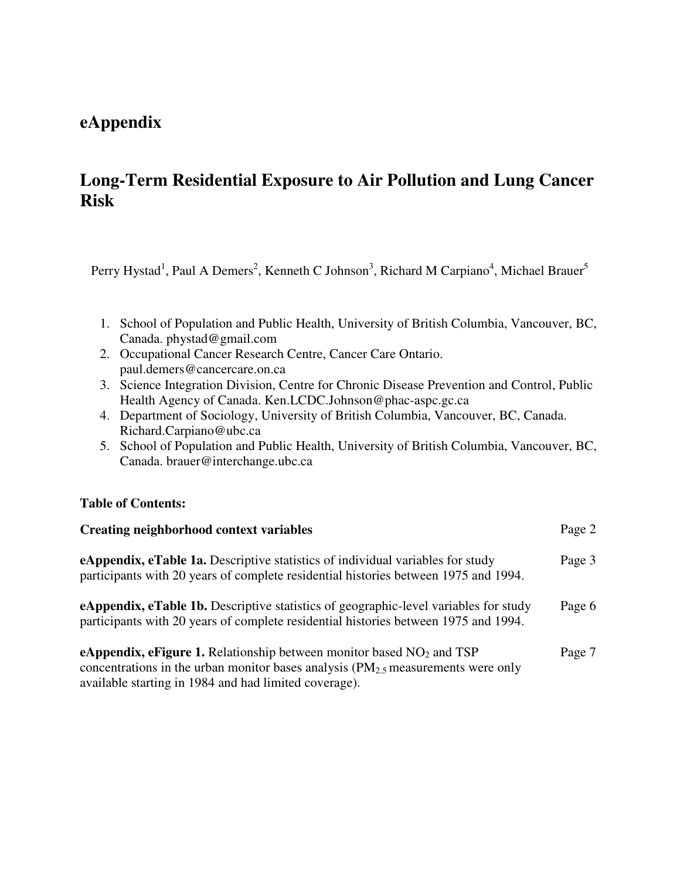# eAppendix

# Long-Term Residential Exposure to Air Pollution and Lung Cancer Risk

Perry Hystad[1], Paul A Demers[2], Kenneth C Johnson[3], Richard M Carpiano[4], Michael Brauer[5]

1. School of Population and Public Health, University of British Columbia, Vancouver, BC, Canada. phystad@gmail.com
2. Occupational Cancer Research Centre, Cancer Care Ontario. paul.demers@cancercare.on.ca
3. Science Integration Division, Centre for Chronic Disease Prevention and Control, Public Health Agency of Canada. Ken.LCDC.Johnson@phac-aspc.gc.ca
4. Department of Sociology, University of British Columbia, Vancouver, BC, Canada. Richard.Carpiano@ubc.ca
5. School of Population and Public Health, University of British Columbia, Vancouver, BC, Canada. brauer@interchange.ubc.ca

**Table of Contents:**

| | |
|---|---|
| **Creating neighborhood context variables** | Page 2 |
| **eAppendix, eTable 1a.** Descriptive statistics of individual variables for study participants with 20 years of complete residential histories between 1975 and 1994. | Page 3 |
| **eAppendix, eTable 1b.** Descriptive statistics of geographic-level variables for study participants with 20 years of complete residential histories between 1975 and 1994. | Page 6 |
| **eAppendix, eFigure 1.** Relationship between monitor based $NO_2$ and TSP concentrations in the urban monitor bases analysis ($PM_{2.5}$ measurements were only available starting in 1984 and had limited coverage). | Page 7 |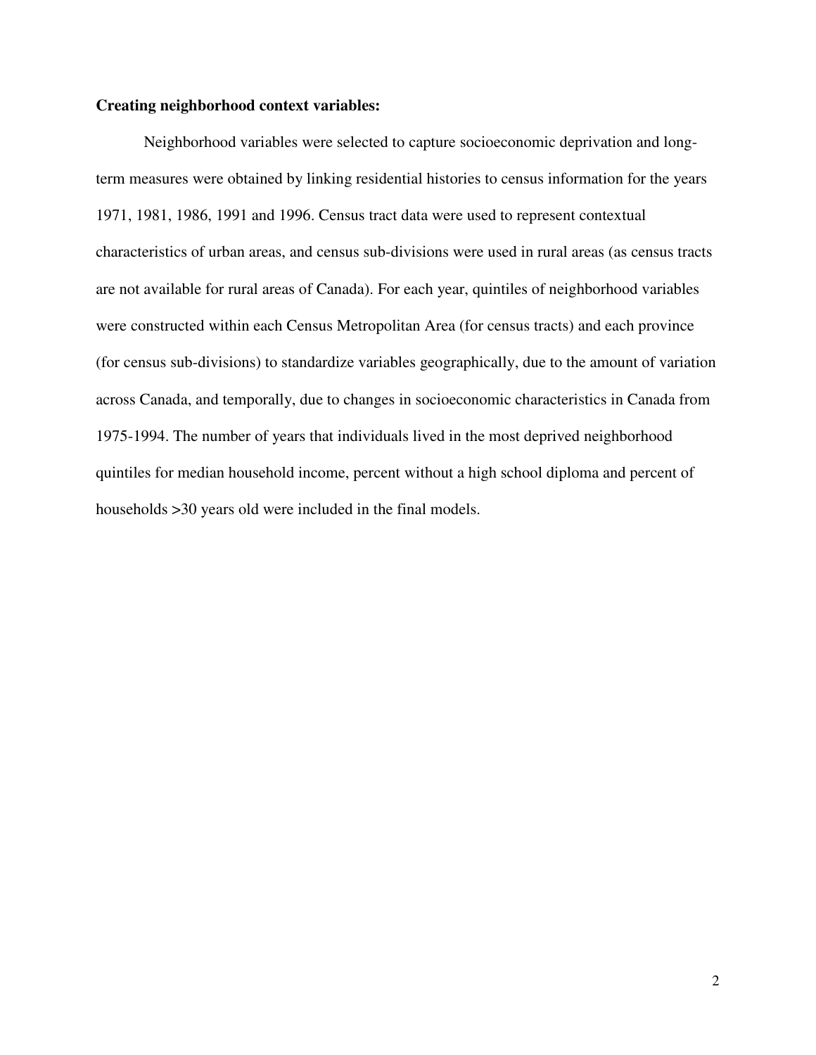**Creating neighborhood context variables:**

Neighborhood variables were selected to capture socioeconomic deprivation and long-term measures were obtained by linking residential histories to census information for the years 1971, 1981, 1986, 1991 and 1996. Census tract data were used to represent contextual characteristics of urban areas, and census sub-divisions were used in rural areas (as census tracts are not available for rural areas of Canada). For each year, quintiles of neighborhood variables were constructed within each Census Metropolitan Area (for census tracts) and each province (for census sub-divisions) to standardize variables geographically, due to the amount of variation across Canada, and temporally, due to changes in socioeconomic characteristics in Canada from 1975-1994. The number of years that individuals lived in the most deprived neighborhood quintiles for median household income, percent without a high school diploma and percent of households >30 years old were included in the final models.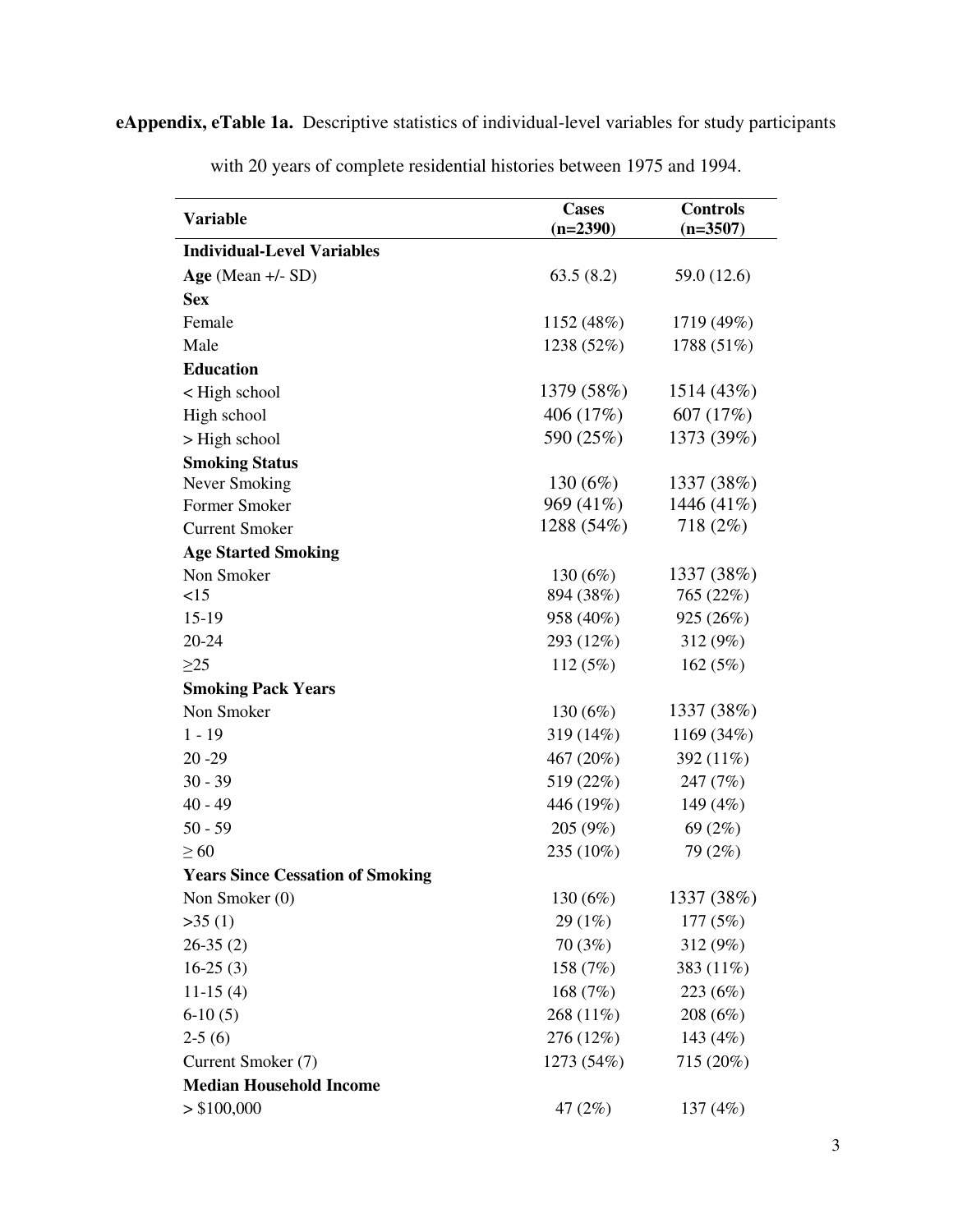**eAppendix, eTable 1a.** Descriptive statistics of individual-level variables for study participants with 20 years of complete residential histories between 1975 and 1994.

| Variable | Cases (n=2390) | Controls (n=3507) |
|---|---|---|
| **Individual-Level Variables** | | |
| **Age** (Mean +/- SD) | 63.5 (8.2) | 59.0 (12.6) |
| **Sex** | | |
| Female | 1152 (48%) | 1719 (49%) |
| Male | 1238 (52%) | 1788 (51%) |
| **Education** | | |
| < High school | 1379 (58%) | 1514 (43%) |
| High school | 406 (17%) | 607 (17%) |
| > High school | 590 (25%) | 1373 (39%) |
| **Smoking Status** | | |
| Never Smoking | 130 (6%) | 1337 (38%) |
| Former Smoker | 969 (41%) | 1446 (41%) |
| Current Smoker | 1288 (54%) | 718 (2%) |
| **Age Started Smoking** | | |
| Non Smoker | 130 (6%) | 1337 (38%) |
| <15 | 894 (38%) | 765 (22%) |
| 15-19 | 958 (40%) | 925 (26%) |
| 20-24 | 293 (12%) | 312 (9%) |
| ≥25 | 112 (5%) | 162 (5%) |
| **Smoking Pack Years** | | |
| Non Smoker | 130 (6%) | 1337 (38%) |
| 1 - 19 | 319 (14%) | 1169 (34%) |
| 20 -29 | 467 (20%) | 392 (11%) |
| 30 - 39 | 519 (22%) | 247 (7%) |
| 40 - 49 | 446 (19%) | 149 (4%) |
| 50 - 59 | 205 (9%) | 69 (2%) |
| ≥ 60 | 235 (10%) | 79 (2%) |
| **Years Since Cessation of Smoking** | | |
| Non Smoker (0) | 130 (6%) | 1337 (38%) |
| >35 (1) | 29 (1%) | 177 (5%) |
| 26-35 (2) | 70 (3%) | 312 (9%) |
| 16-25 (3) | 158 (7%) | 383 (11%) |
| 11-15 (4) | 168 (7%) | 223 (6%) |
| 6-10 (5) | 268 (11%) | 208 (6%) |
| 2-5 (6) | 276 (12%) | 143 (4%) |
| Current Smoker (7) | 1273 (54%) | 715 (20%) |
| **Median Household Income** | | |
| > $100,000 | 47 (2%) | 137 (4%) |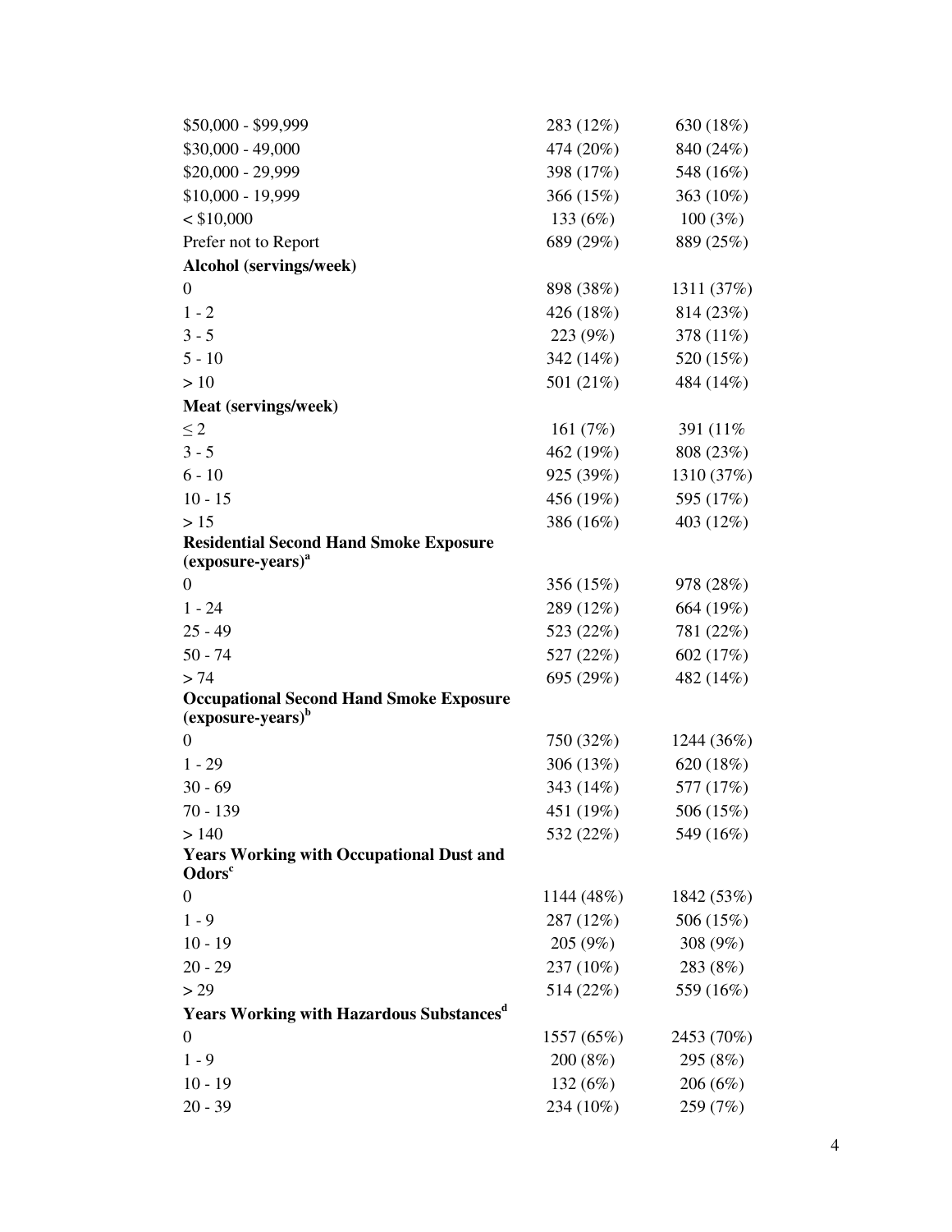| | | |
|---|---|---|
| $50,000 - $99,999 | 283 (12%) | 630 (18%) |
| $30,000 - 49,000 | 474 (20%) | 840 (24%) |
| $20,000 - 29,999 | 398 (17%) | 548 (16%) |
| $10,000 - 19,999 | 366 (15%) | 363 (10%) |
| < $10,000 | 133 (6%) | 100 (3%) |
| Prefer not to Report | 689 (29%) | 889 (25%) |
| **Alcohol (servings/week)** | | |
| 0 | 898 (38%) | 1311 (37%) |
| 1 - 2 | 426 (18%) | 814 (23%) |
| 3 - 5 | 223 (9%) | 378 (11%) |
| 5 - 10 | 342 (14%) | 520 (15%) |
| > 10 | 501 (21%) | 484 (14%) |
| **Meat (servings/week)** | | |
| ≤ 2 | 161 (7%) | 391 (11% |
| 3 - 5 | 462 (19%) | 808 (23%) |
| 6 - 10 | 925 (39%) | 1310 (37%) |
| 10 - 15 | 456 (19%) | 595 (17%) |
| > 15 | 386 (16%) | 403 (12%) |
| **Residential Second Hand Smoke Exposure (exposure-years)[a]** | | |
| 0 | 356 (15%) | 978 (28%) |
| 1 - 24 | 289 (12%) | 664 (19%) |
| 25 - 49 | 523 (22%) | 781 (22%) |
| 50 - 74 | 527 (22%) | 602 (17%) |
| > 74 | 695 (29%) | 482 (14%) |
| **Occupational Second Hand Smoke Exposure (exposure-years)[b]** | | |
| 0 | 750 (32%) | 1244 (36%) |
| 1 - 29 | 306 (13%) | 620 (18%) |
| 30 - 69 | 343 (14%) | 577 (17%) |
| 70 - 139 | 451 (19%) | 506 (15%) |
| > 140 | 532 (22%) | 549 (16%) |
| **Years Working with Occupational Dust and Odors[c]** | | |
| 0 | 1144 (48%) | 1842 (53%) |
| 1 - 9 | 287 (12%) | 506 (15%) |
| 10 - 19 | 205 (9%) | 308 (9%) |
| 20 - 29 | 237 (10%) | 283 (8%) |
| > 29 | 514 (22%) | 559 (16%) |
| **Years Working with Hazardous Substances[d]** | | |
| 0 | 1557 (65%) | 2453 (70%) |
| 1 - 9 | 200 (8%) | 295 (8%) |
| 10 - 19 | 132 (6%) | 206 (6%) |
| 20 - 39 | 234 (10%) | 259 (7%) |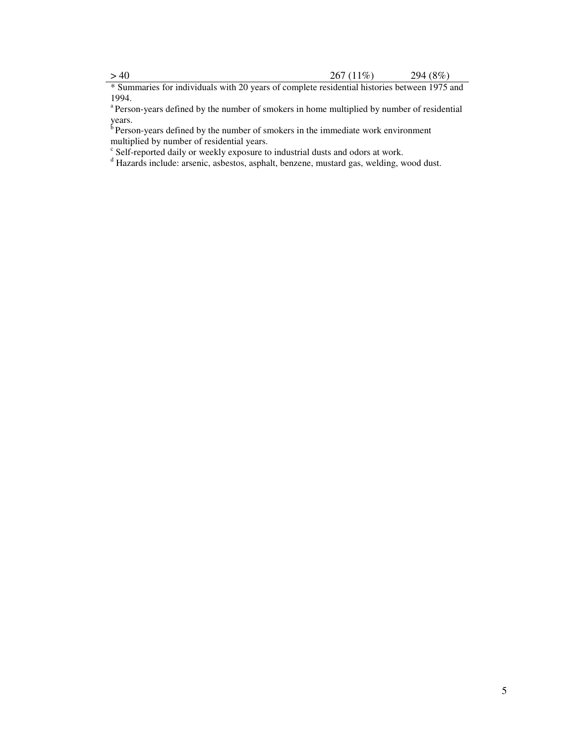| | | |
|---|---|---|
| > 40 | 267 (11%) | 294 (8%) |

* Summaries for individuals with 20 years of complete residential histories between 1975 and 1994.

[a] Person-years defined by the number of smokers in home multiplied by number of residential years.

[b] Person-years defined by the number of smokers in the immediate work environment multiplied by number of residential years.

[c] Self-reported daily or weekly exposure to industrial dusts and odors at work.

[d] Hazards include: arsenic, asbestos, asphalt, benzene, mustard gas, welding, wood dust.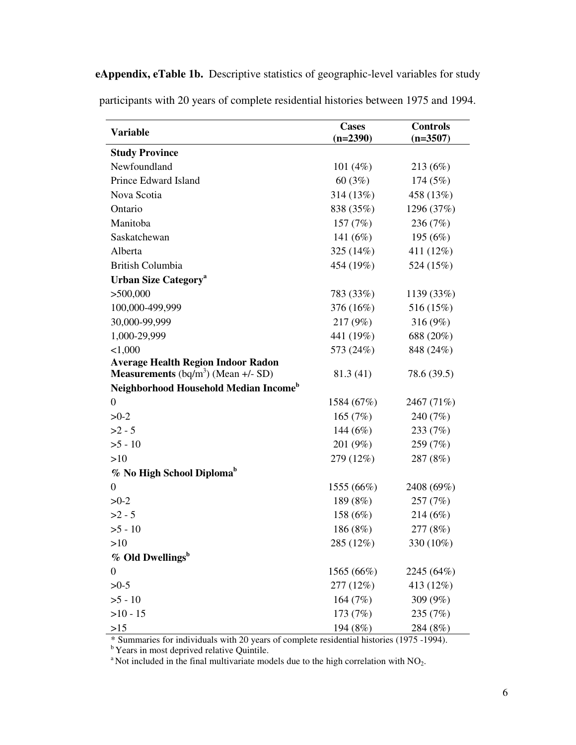**eAppendix, eTable 1b.** Descriptive statistics of geographic-level variables for study participants with 20 years of complete residential histories between 1975 and 1994.

| Variable | Cases (n=2390) | Controls (n=3507) |
|---|---|---|
| **Study Province** | | |
| Newfoundland | 101 (4%) | 213 (6%) |
| Prince Edward Island | 60 (3%) | 174 (5%) |
| Nova Scotia | 314 (13%) | 458 (13%) |
| Ontario | 838 (35%) | 1296 (37%) |
| Manitoba | 157 (7%) | 236 (7%) |
| Saskatchewan | 141 (6%) | 195 (6%) |
| Alberta | 325 (14%) | 411 (12%) |
| British Columbia | 454 (19%) | 524 (15%) |
| **Urban Size Category[a]** | | |
| >500,000 | 783 (33%) | 1139 (33%) |
| 100,000-499,999 | 376 (16%) | 516 (15%) |
| 30,000-99,999 | 217 (9%) | 316 (9%) |
| 1,000-29,999 | 441 (19%) | 688 (20%) |
| <1,000 | 573 (24%) | 848 (24%) |
| **Average Health Region Indoor Radon Measurements** ($bq/m^3$) (Mean +/- SD) | 81.3 (41) | 78.6 (39.5) |
| **Neighborhood Household Median Income[b]** | | |
| 0 | 1584 (67%) | 2467 (71%) |
| >0-2 | 165 (7%) | 240 (7%) |
| >2 - 5 | 144 (6%) | 233 (7%) |
| >5 - 10 | 201 (9%) | 259 (7%) |
| >10 | 279 (12%) | 287 (8%) |
| **% No High School Diploma[b]** | | |
| 0 | 1555 (66%) | 2408 (69%) |
| >0-2 | 189 (8%) | 257 (7%) |
| >2 - 5 | 158 (6%) | 214 (6%) |
| >5 - 10 | 186 (8%) | 277 (8%) |
| >10 | 285 (12%) | 330 (10%) |
| **% Old Dwellings[b]** | | |
| 0 | 1565 (66%) | 2245 (64%) |
| >0-5 | 277 (12%) | 413 (12%) |
| >5 - 10 | 164 (7%) | 309 (9%) |
| >10 - 15 | 173 (7%) | 235 (7%) |
| >15 | 194 (8%) | 284 (8%) |

* Summaries for individuals with 20 years of complete residential histories (1975 -1994).
[b] Years in most deprived relative Quintile.
[a] Not included in the final multivariate models due to the high correlation with $NO_2$.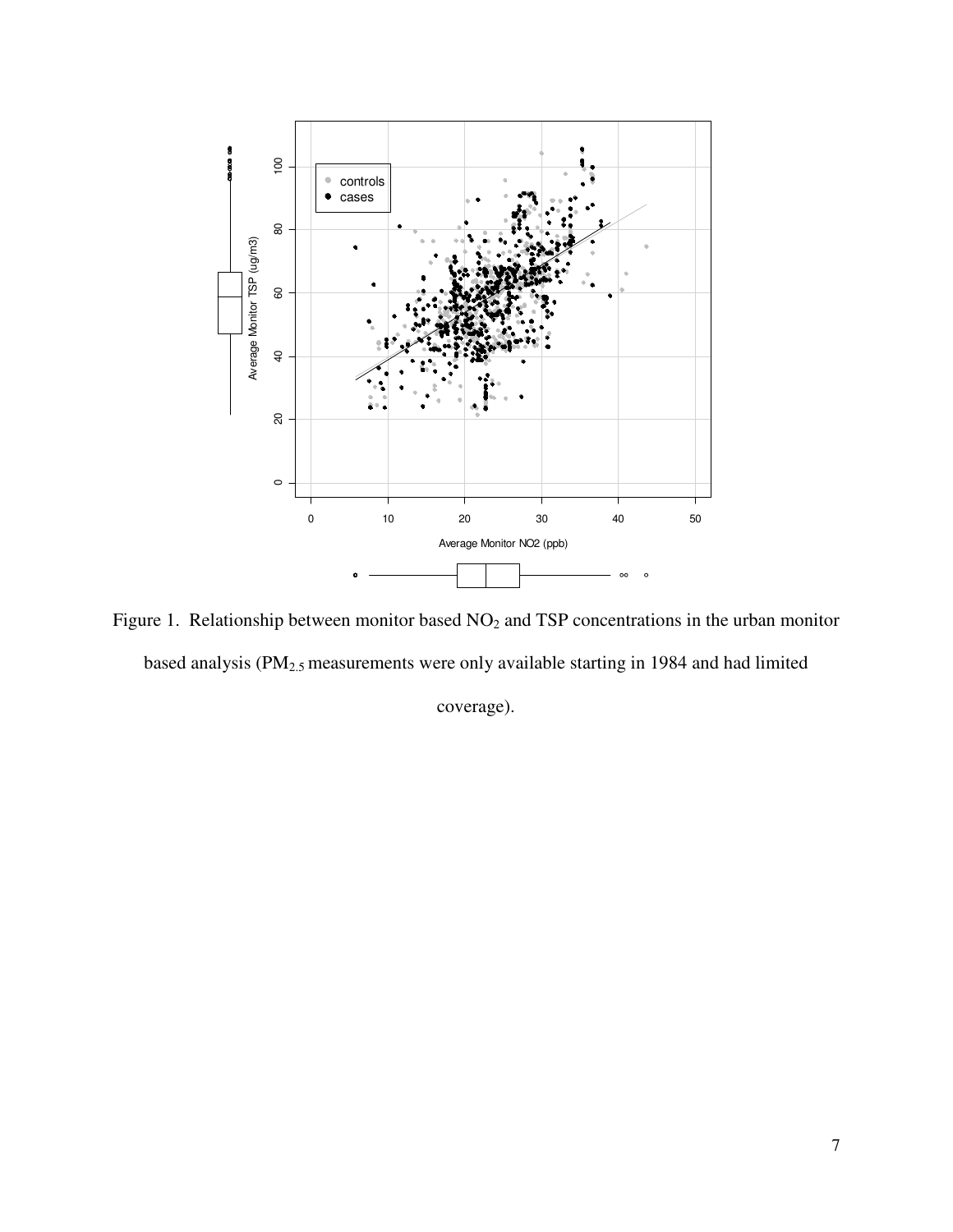controls
cases

Average Monitor TSP (ug/m3)

0
20
40
60
80
100

0
10
20
30
40
50

Average Monitor NO2 (ppb)

Figure 1. Relationship between monitor based $NO_2$ and TSP concentrations in the urban monitor based analysis ($PM_{2.5}$ measurements were only available starting in 1984 and had limited coverage).